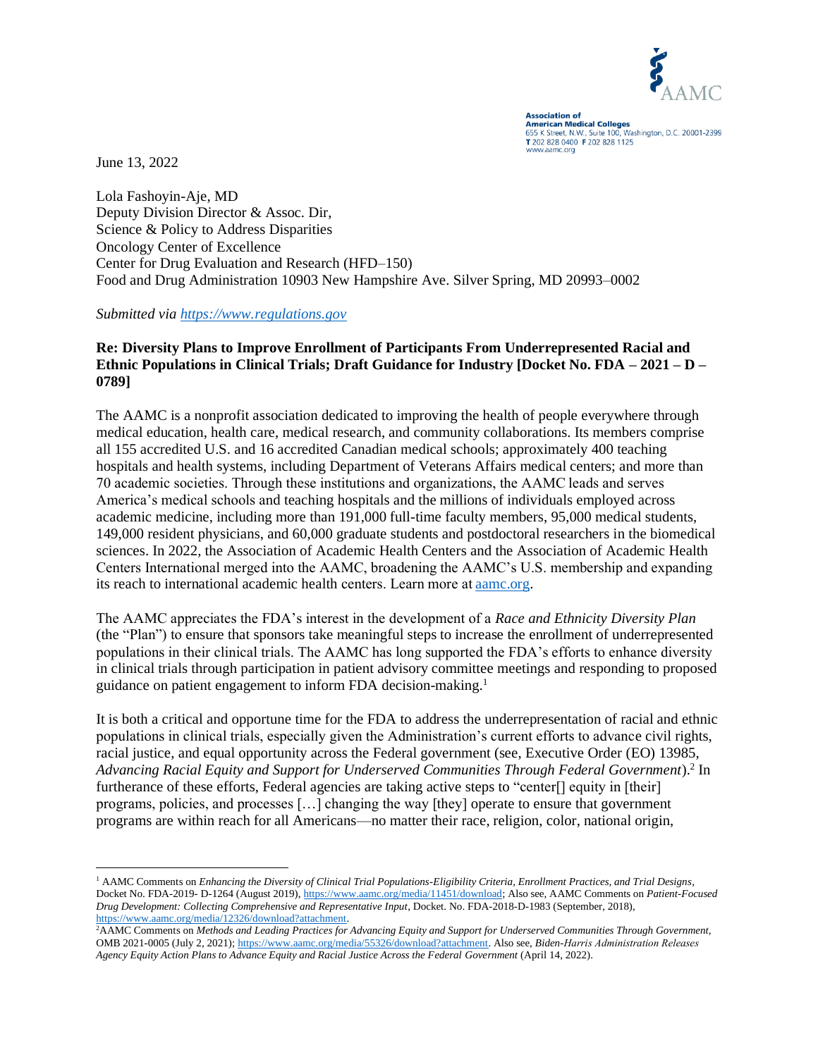Association of American Medical Colleges
655 K Street, N.W., Suite 100, Washington, D.C. 20001-2399
T 202 828 0400 F 202 828 1125
www.aamc.org

June 13, 2022

Lola Fashoyin-Aje, MD
Deputy Division Director & Assoc. Dir,
Science & Policy to Address Disparities
Oncology Center of Excellence
Center for Drug Evaluation and Research (HFD–150)
Food and Drug Administration 10903 New Hampshire Ave. Silver Spring, MD 20993–0002

*Submitted via [https://www.regulations.gov](https://www.regulations.gov)*

**Re: Diversity Plans to Improve Enrollment of Participants From Underrepresented Racial and Ethnic Populations in Clinical Trials; Draft Guidance for Industry [Docket No. FDA – 2021 – D – 0789]**

The AAMC is a nonprofit association dedicated to improving the health of people everywhere through medical education, health care, medical research, and community collaborations. Its members comprise all 155 accredited U.S. and 16 accredited Canadian medical schools; approximately 400 teaching hospitals and health systems, including Department of Veterans Affairs medical centers; and more than 70 academic societies. Through these institutions and organizations, the AAMC leads and serves America's medical schools and teaching hospitals and the millions of individuals employed across academic medicine, including more than 191,000 full-time faculty members, 95,000 medical students, 149,000 resident physicians, and 60,000 graduate students and postdoctoral researchers in the biomedical sciences. In 2022, the Association of Academic Health Centers and the Association of Academic Health Centers International merged into the AAMC, broadening the AAMC's U.S. membership and expanding its reach to international academic health centers. Learn more at [aamc.org](aamc.org).

The AAMC appreciates the FDA's interest in the development of a *Race and Ethnicity Diversity Plan* (the "Plan") to ensure that sponsors take meaningful steps to increase the enrollment of underrepresented populations in their clinical trials. The AAMC has long supported the FDA's efforts to enhance diversity in clinical trials through participation in patient advisory committee meetings and responding to proposed guidance on patient engagement to inform FDA decision-making.[1]

It is both a critical and opportune time for the FDA to address the underrepresentation of racial and ethnic populations in clinical trials, especially given the Administration's current efforts to advance civil rights, racial justice, and equal opportunity across the Federal government (see, Executive Order (EO) 13985, *Advancing Racial Equity and Support for Underserved Communities Through Federal Government*).[2] In furtherance of these efforts, Federal agencies are taking active steps to "center[] equity in [their] programs, policies, and processes […] changing the way [they] operate to ensure that government programs are within reach for all Americans—no matter their race, religion, color, national origin,

---

[1] AAMC Comments on *Enhancing the Diversity of Clinical Trial Populations-Eligibility Criteria, Enrollment Practices, and Trial Designs*, Docket No. FDA-2019- D-1264 (August 2019), [https://www.aamc.org/media/11451/download](https://www.aamc.org/media/11451/download); Also see, AAMC Comments on *Patient-Focused Drug Development: Collecting Comprehensive and Representative Input*, Docket. No. FDA-2018-D-1983 (September, 2018), [https://www.aamc.org/media/12326/download?attachment](https://www.aamc.org/media/12326/download?attachment).

[2] AAMC Comments on *Methods and Leading Practices for Advancing Equity and Support for Underserved Communities Through Government,* OMB 2021-0005 (July 2, 2021); [https://www.aamc.org/media/55326/download?attachment](https://www.aamc.org/media/55326/download?attachment). Also see, *Biden-Harris Administration Releases Agency Equity Action Plans to Advance Equity and Racial Justice Across the Federal Government* (April 14, 2022).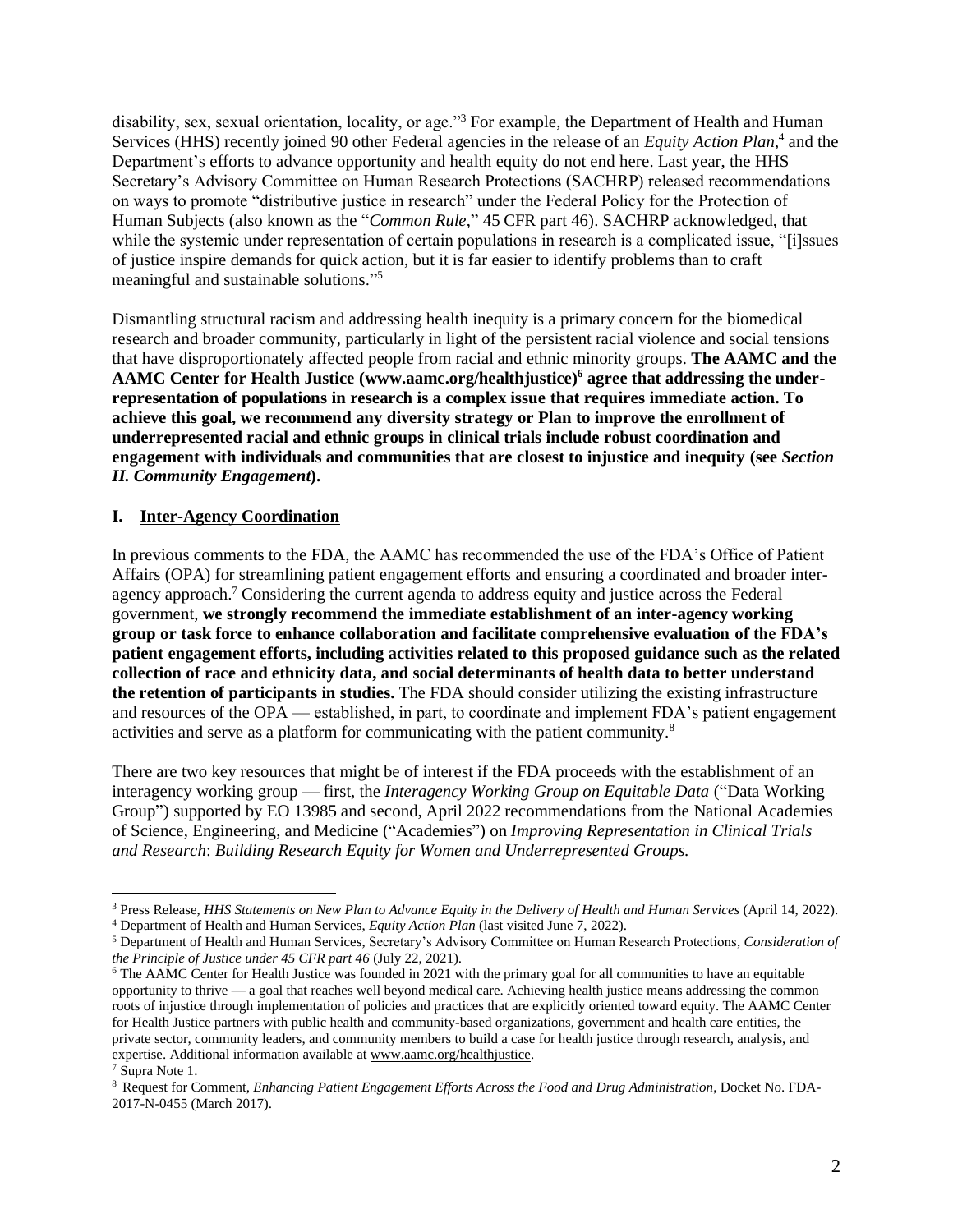disability, sex, sexual orientation, locality, or age."[3] For example, the Department of Health and Human Services (HHS) recently joined 90 other Federal agencies in the release of an *Equity Action Plan*,[4] and the Department's efforts to advance opportunity and health equity do not end here. Last year, the HHS Secretary's Advisory Committee on Human Research Protections (SACHRP) released recommendations on ways to promote "distributive justice in research" under the Federal Policy for the Protection of Human Subjects (also known as the "*Common Rule*," 45 CFR part 46). SACHRP acknowledged, that while the systemic under representation of certain populations in research is a complicated issue, "[i]ssues of justice inspire demands for quick action, but it is far easier to identify problems than to craft meaningful and sustainable solutions."[5]

Dismantling structural racism and addressing health inequity is a primary concern for the biomedical research and broader community, particularly in light of the persistent racial violence and social tensions that have disproportionately affected people from racial and ethnic minority groups. **The AAMC and the AAMC Center for Health Justice (www.aamc.org/healthjustice)[6] agree that addressing the under-representation of populations in research is a complex issue that requires immediate action. To achieve this goal, we recommend any diversity strategy or Plan to improve the enrollment of underrepresented racial and ethnic groups in clinical trials include robust coordination and engagement with individuals and communities that are closest to injustice and inequity (see *Section II. Community Engagement*).**

## I. Inter-Agency Coordination

In previous comments to the FDA, the AAMC has recommended the use of the FDA's Office of Patient Affairs (OPA) for streamlining patient engagement efforts and ensuring a coordinated and broader inter-agency approach.[7] Considering the current agenda to address equity and justice across the Federal government, **we strongly recommend the immediate establishment of an inter-agency working group or task force to enhance collaboration and facilitate comprehensive evaluation of the FDA's patient engagement efforts, including activities related to this proposed guidance such as the related collection of race and ethnicity data, and social determinants of health data to better understand the retention of participants in studies.** The FDA should consider utilizing the existing infrastructure and resources of the OPA — established, in part, to coordinate and implement FDA's patient engagement activities and serve as a platform for communicating with the patient community.[8]

There are two key resources that might be of interest if the FDA proceeds with the establishment of an interagency working group — first, the *Interagency Working Group on Equitable Data* ("Data Working Group") supported by EO 13985 and second, April 2022 recommendations from the National Academies of Science, Engineering, and Medicine ("Academies") on *Improving Representation in Clinical Trials and Research*: *Building Research Equity for Women and Underrepresented Groups.*

---

[3] Press Release, *HHS Statements on New Plan to Advance Equity in the Delivery of Health and Human Services* (April 14, 2022).

[4] Department of Health and Human Services, *Equity Action Plan* (last visited June 7, 2022).

[5] Department of Health and Human Services, Secretary's Advisory Committee on Human Research Protections, *Consideration of the Principle of Justice under 45 CFR part 46* (July 22, 2021).

[6] The AAMC Center for Health Justice was founded in 2021 with the primary goal for all communities to have an equitable opportunity to thrive — a goal that reaches well beyond medical care. Achieving health justice means addressing the common roots of injustice through implementation of policies and practices that are explicitly oriented toward equity. The AAMC Center for Health Justice partners with public health and community-based organizations, government and health care entities, the private sector, community leaders, and community members to build a case for health justice through research, analysis, and expertise. Additional information available at www.aamc.org/healthjustice.

[7] Supra Note 1.

[8] Request for Comment, *Enhancing Patient Engagement Efforts Across the Food and Drug Administration*, Docket No. FDA-2017-N-0455 (March 2017).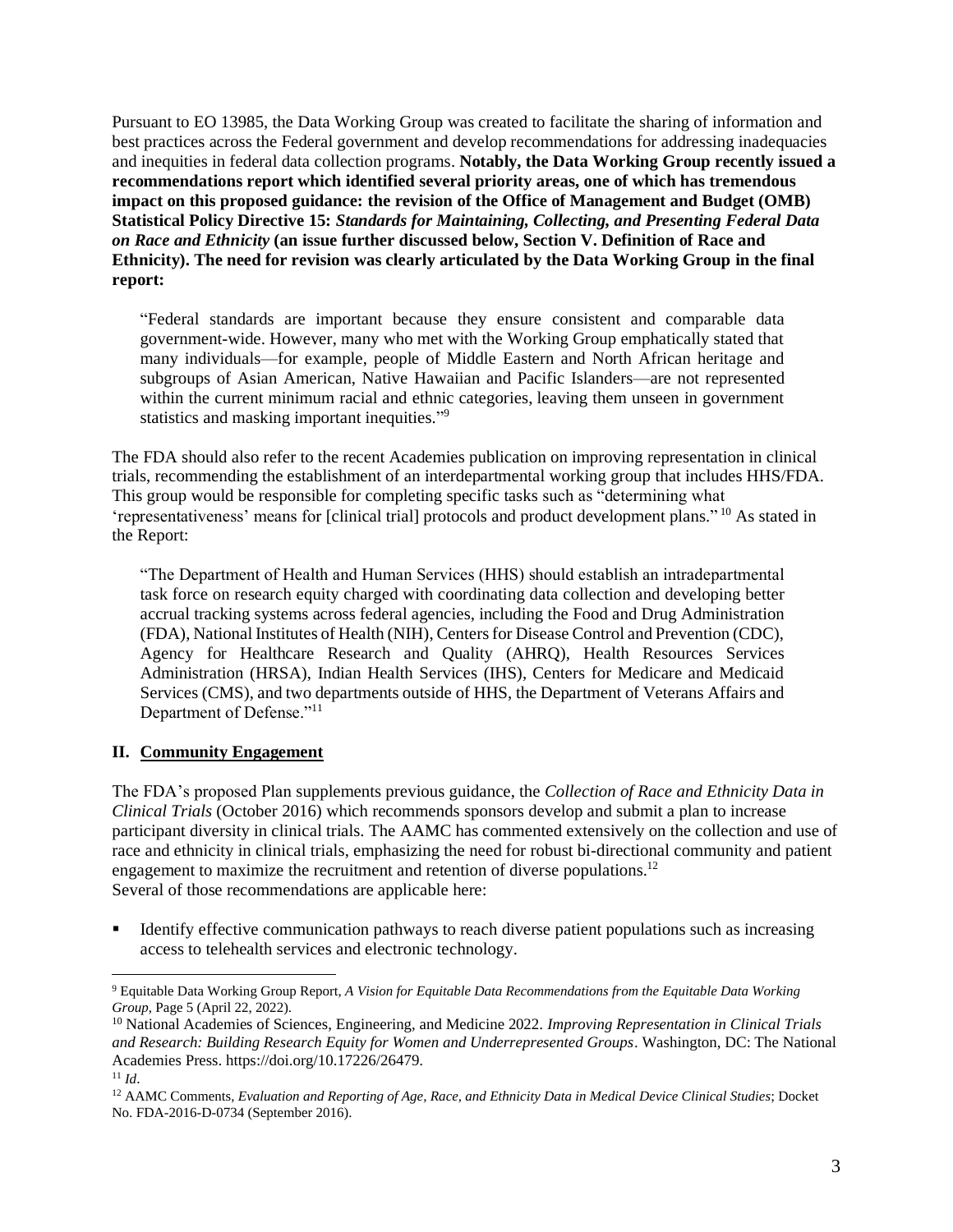Pursuant to EO 13985, the Data Working Group was created to facilitate the sharing of information and best practices across the Federal government and develop recommendations for addressing inadequacies and inequities in federal data collection programs. **Notably, the Data Working Group recently issued a recommendations report which identified several priority areas, one of which has tremendous impact on this proposed guidance: the revision of the Office of Management and Budget (OMB) Statistical Policy Directive 15: *Standards for Maintaining, Collecting, and Presenting Federal Data on Race and Ethnicity* (an issue further discussed below, Section V. Definition of Race and Ethnicity). The need for revision was clearly articulated by the Data Working Group in the final report:**

> "Federal standards are important because they ensure consistent and comparable data government-wide. However, many who met with the Working Group emphatically stated that many individuals—for example, people of Middle Eastern and North African heritage and subgroups of Asian American, Native Hawaiian and Pacific Islanders—are not represented within the current minimum racial and ethnic categories, leaving them unseen in government statistics and masking important inequities."[9]

The FDA should also refer to the recent Academies publication on improving representation in clinical trials, recommending the establishment of an interdepartmental working group that includes HHS/FDA. This group would be responsible for completing specific tasks such as "determining what 'representativeness' means for [clinical trial] protocols and product development plans."[10] As stated in the Report:

> "The Department of Health and Human Services (HHS) should establish an intradepartmental task force on research equity charged with coordinating data collection and developing better accrual tracking systems across federal agencies, including the Food and Drug Administration (FDA), National Institutes of Health (NIH), Centers for Disease Control and Prevention (CDC), Agency for Healthcare Research and Quality (AHRQ), Health Resources Services Administration (HRSA), Indian Health Services (IHS), Centers for Medicare and Medicaid Services (CMS), and two departments outside of HHS, the Department of Veterans Affairs and Department of Defense."[11]

## II. Community Engagement

The FDA's proposed Plan supplements previous guidance, the *Collection of Race and Ethnicity Data in Clinical Trials* (October 2016) which recommends sponsors develop and submit a plan to increase participant diversity in clinical trials. The AAMC has commented extensively on the collection and use of race and ethnicity in clinical trials, emphasizing the need for robust bi-directional community and patient engagement to maximize the recruitment and retention of diverse populations.[12]
Several of those recommendations are applicable here:

- Identify effective communication pathways to reach diverse patient populations such as increasing access to telehealth services and electronic technology.

---

[9] Equitable Data Working Group Report, *A Vision for Equitable Data Recommendations from the Equitable Data Working Group*, Page 5 (April 22, 2022).

[10] National Academies of Sciences, Engineering, and Medicine 2022. *Improving Representation in Clinical Trials and Research: Building Research Equity for Women and Underrepresented Groups*. Washington, DC: The National Academies Press. https://doi.org/10.17226/26479.

[11] *Id*.

[12] AAMC Comments, *Evaluation and Reporting of Age, Race, and Ethnicity Data in Medical Device Clinical Studies*; Docket No. FDA-2016-D-0734 (September 2016).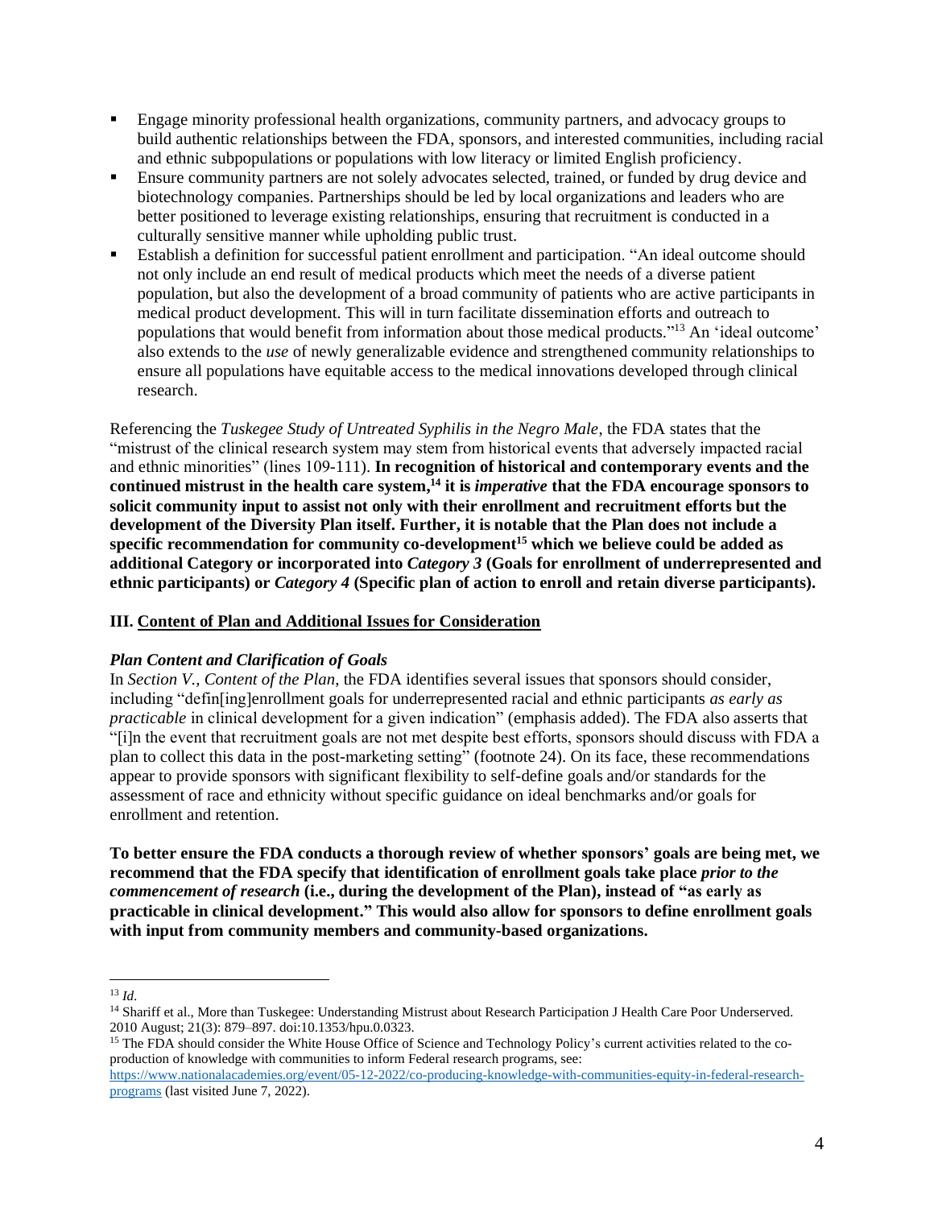- Engage minority professional health organizations, community partners, and advocacy groups to build authentic relationships between the FDA, sponsors, and interested communities, including racial and ethnic subpopulations or populations with low literacy or limited English proficiency.
- Ensure community partners are not solely advocates selected, trained, or funded by drug device and biotechnology companies. Partnerships should be led by local organizations and leaders who are better positioned to leverage existing relationships, ensuring that recruitment is conducted in a culturally sensitive manner while upholding public trust.
- Establish a definition for successful patient enrollment and participation. "An ideal outcome should not only include an end result of medical products which meet the needs of a diverse patient population, but also the development of a broad community of patients who are active participants in medical product development. This will in turn facilitate dissemination efforts and outreach to populations that would benefit from information about those medical products."[13] An 'ideal outcome' also extends to the *use* of newly generalizable evidence and strengthened community relationships to ensure all populations have equitable access to the medical innovations developed through clinical research.

Referencing the *Tuskegee Study of Untreated Syphilis in the Negro Male*, the FDA states that the "mistrust of the clinical research system may stem from historical events that adversely impacted racial and ethnic minorities" (lines 109-111). **In recognition of historical and contemporary events and the continued mistrust in the health care system,[14] it is *imperative* that the FDA encourage sponsors to solicit community input to assist not only with their enrollment and recruitment efforts but the development of the Diversity Plan itself. Further, it is notable that the Plan does not include a specific recommendation for community co-development[15] which we believe could be added as additional Category or incorporated into *Category 3* (Goals for enrollment of underrepresented and ethnic participants) or *Category 4* (Specific plan of action to enroll and retain diverse participants).**

## III. Content of Plan and Additional Issues for Consideration

### *Plan Content and Clarification of Goals*

In *Section V., Content of the Plan*, the FDA identifies several issues that sponsors should consider, including "defin[ing]enrollment goals for underrepresented racial and ethnic participants *as early as practicable* in clinical development for a given indication" (emphasis added). The FDA also asserts that "[i]n the event that recruitment goals are not met despite best efforts, sponsors should discuss with FDA a plan to collect this data in the post-marketing setting" (footnote 24). On its face, these recommendations appear to provide sponsors with significant flexibility to self-define goals and/or standards for the assessment of race and ethnicity without specific guidance on ideal benchmarks and/or goals for enrollment and retention.

**To better ensure the FDA conducts a thorough review of whether sponsors' goals are being met, we recommend that the FDA specify that identification of enrollment goals take place *prior to the commencement of research* (i.e., during the development of the Plan), instead of "as early as practicable in clinical development." This would also allow for sponsors to define enrollment goals with input from community members and community-based organizations.**

---

[13] *Id.*

[14] Shariff et al., More than Tuskegee: Understanding Mistrust about Research Participation J Health Care Poor Underserved. 2010 August; 21(3): 879–897. doi:10.1353/hpu.0.0323.

[15] The FDA should consider the White House Office of Science and Technology Policy's current activities related to the co-production of knowledge with communities to inform Federal research programs, see: https://www.nationalacademies.org/event/05-12-2022/co-producing-knowledge-with-communities-equity-in-federal-research-programs (last visited June 7, 2022).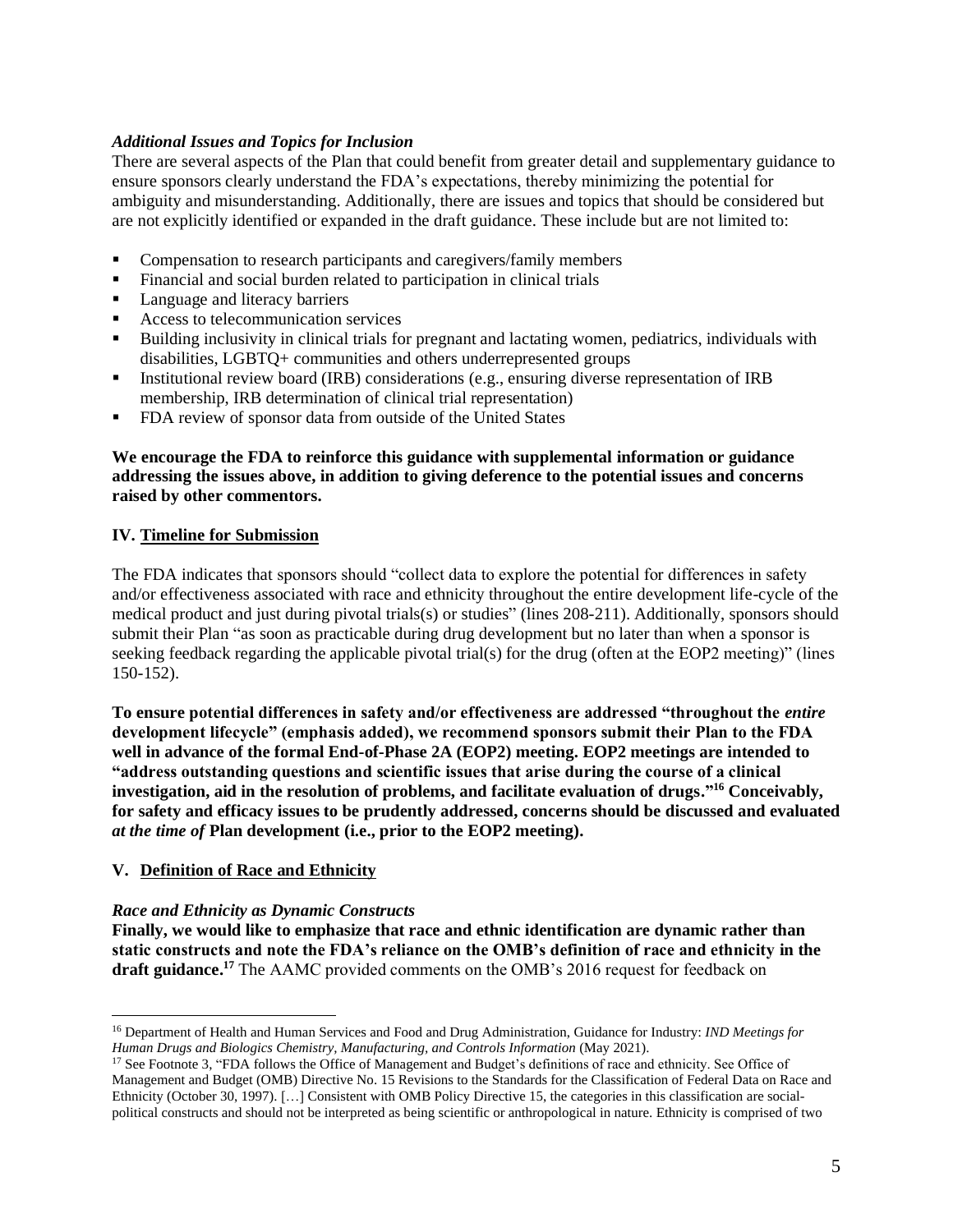### *Additional Issues and Topics for Inclusion*

There are several aspects of the Plan that could benefit from greater detail and supplementary guidance to ensure sponsors clearly understand the FDA's expectations, thereby minimizing the potential for ambiguity and misunderstanding. Additionally, there are issues and topics that should be considered but are not explicitly identified or expanded in the draft guidance. These include but are not limited to:

- Compensation to research participants and caregivers/family members
- Financial and social burden related to participation in clinical trials
- Language and literacy barriers
- Access to telecommunication services
- Building inclusivity in clinical trials for pregnant and lactating women, pediatrics, individuals with disabilities, LGBTQ+ communities and others underrepresented groups
- Institutional review board (IRB) considerations (e.g., ensuring diverse representation of IRB membership, IRB determination of clinical trial representation)
- FDA review of sponsor data from outside of the United States

**We encourage the FDA to reinforce this guidance with supplemental information or guidance addressing the issues above, in addition to giving deference to the potential issues and concerns raised by other commentors.**

## IV. Timeline for Submission

The FDA indicates that sponsors should "collect data to explore the potential for differences in safety and/or effectiveness associated with race and ethnicity throughout the entire development life-cycle of the medical product and just during pivotal trials(s) or studies" (lines 208-211). Additionally, sponsors should submit their Plan "as soon as practicable during drug development but no later than when a sponsor is seeking feedback regarding the applicable pivotal trial(s) for the drug (often at the EOP2 meeting)" (lines 150-152).

**To ensure potential differences in safety and/or effectiveness are addressed "throughout the *entire* development lifecycle" (emphasis added), we recommend sponsors submit their Plan to the FDA well in advance of the formal End-of-Phase 2A (EOP2) meeting. EOP2 meetings are intended to "address outstanding questions and scientific issues that arise during the course of a clinical investigation, aid in the resolution of problems, and facilitate evaluation of drugs."[16] Conceivably, for safety and efficacy issues to be prudently addressed, concerns should be discussed and evaluated *at the time of* Plan development (i.e., prior to the EOP2 meeting).**

## V. Definition of Race and Ethnicity

### *Race and Ethnicity as Dynamic Constructs*

**Finally, we would like to emphasize that race and ethnic identification are dynamic rather than static constructs and note the FDA's reliance on the OMB's definition of race and ethnicity in the draft guidance.[17]** The AAMC provided comments on the OMB's 2016 request for feedback on

---

[16] Department of Health and Human Services and Food and Drug Administration, Guidance for Industry: *IND Meetings for Human Drugs and Biologics Chemistry, Manufacturing, and Controls Information* (May 2021).

[17] See Footnote 3, "FDA follows the Office of Management and Budget's definitions of race and ethnicity. See Office of Management and Budget (OMB) Directive No. 15 Revisions to the Standards for the Classification of Federal Data on Race and Ethnicity (October 30, 1997). […] Consistent with OMB Policy Directive 15, the categories in this classification are social-political constructs and should not be interpreted as being scientific or anthropological in nature. Ethnicity is comprised of two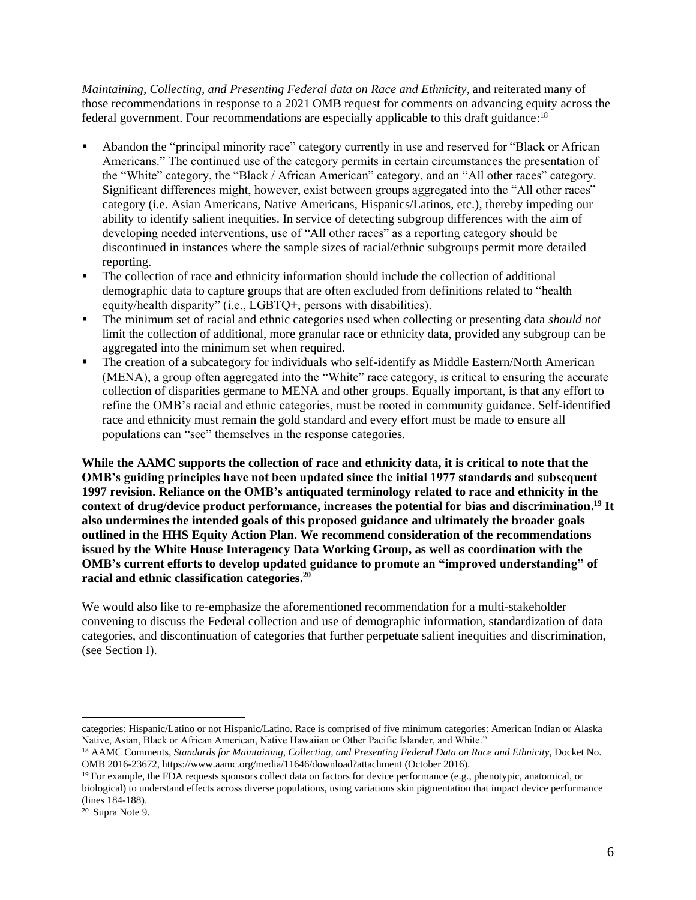*Maintaining, Collecting, and Presenting Federal data on Race and Ethnicity*, and reiterated many of those recommendations in response to a 2021 OMB request for comments on advancing equity across the federal government. Four recommendations are especially applicable to this draft guidance:[18]

- Abandon the "principal minority race" category currently in use and reserved for "Black or African Americans." The continued use of the category permits in certain circumstances the presentation of the "White" category, the "Black / African American" category, and an "All other races" category. Significant differences might, however, exist between groups aggregated into the "All other races" category (i.e. Asian Americans, Native Americans, Hispanics/Latinos, etc.), thereby impeding our ability to identify salient inequities. In service of detecting subgroup differences with the aim of developing needed interventions, use of "All other races" as a reporting category should be discontinued in instances where the sample sizes of racial/ethnic subgroups permit more detailed reporting.
- The collection of race and ethnicity information should include the collection of additional demographic data to capture groups that are often excluded from definitions related to "health equity/health disparity" (i.e., LGBTQ+, persons with disabilities).
- The minimum set of racial and ethnic categories used when collecting or presenting data *should not* limit the collection of additional, more granular race or ethnicity data, provided any subgroup can be aggregated into the minimum set when required.
- The creation of a subcategory for individuals who self-identify as Middle Eastern/North American (MENA), a group often aggregated into the "White" race category, is critical to ensuring the accurate collection of disparities germane to MENA and other groups. Equally important, is that any effort to refine the OMB's racial and ethnic categories, must be rooted in community guidance. Self-identified race and ethnicity must remain the gold standard and every effort must be made to ensure all populations can "see" themselves in the response categories.

**While the AAMC supports the collection of race and ethnicity data, it is critical to note that the OMB's guiding principles have not been updated since the initial 1977 standards and subsequent 1997 revision. Reliance on the OMB's antiquated terminology related to race and ethnicity in the context of drug/device product performance, increases the potential for bias and discrimination.[19] It also undermines the intended goals of this proposed guidance and ultimately the broader goals outlined in the HHS Equity Action Plan. We recommend consideration of the recommendations issued by the White House Interagency Data Working Group, as well as coordination with the OMB's current efforts to develop updated guidance to promote an "improved understanding" of racial and ethnic classification categories.[20]**

We would also like to re-emphasize the aforementioned recommendation for a multi-stakeholder convening to discuss the Federal collection and use of demographic information, standardization of data categories, and discontinuation of categories that further perpetuate salient inequities and discrimination, (see Section I).

---

categories: Hispanic/Latino or not Hispanic/Latino. Race is comprised of five minimum categories: American Indian or Alaska Native, Asian, Black or African American, Native Hawaiian or Other Pacific Islander, and White."

[18] AAMC Comments, *Standards for Maintaining, Collecting, and Presenting Federal Data on Race and Ethnicity*, Docket No. OMB 2016-23672, https://www.aamc.org/media/11646/download?attachment (October 2016).

[19] For example, the FDA requests sponsors collect data on factors for device performance (e.g., phenotypic, anatomical, or biological) to understand effects across diverse populations, using variations skin pigmentation that impact device performance (lines 184-188).

[20] Supra Note 9.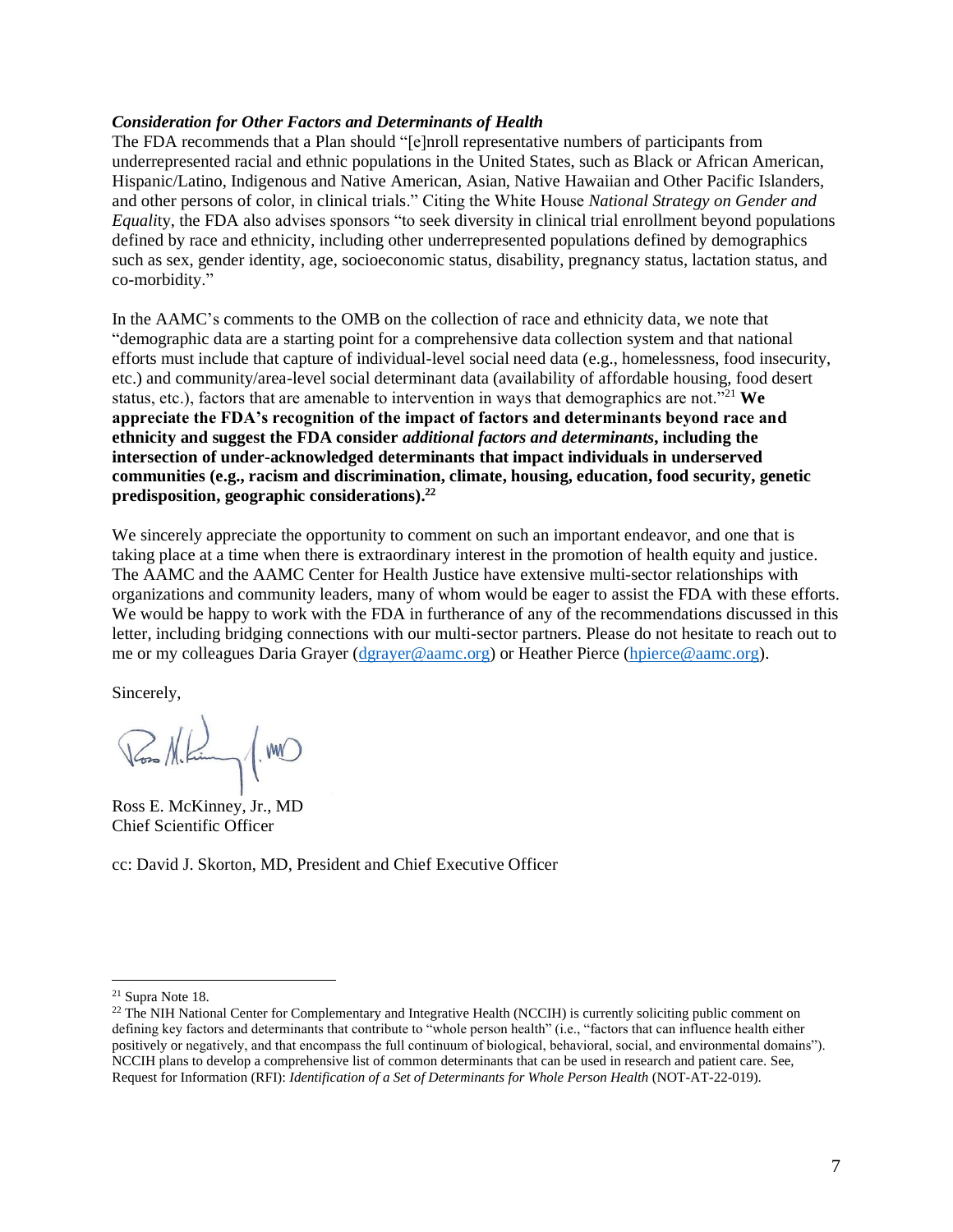***Consideration for Other Factors and Determinants of Health***

The FDA recommends that a Plan should "[e]nroll representative numbers of participants from underrepresented racial and ethnic populations in the United States, such as Black or African American, Hispanic/Latino, Indigenous and Native American, Asian, Native Hawaiian and Other Pacific Islanders, and other persons of color, in clinical trials." Citing the White House *National Strategy on Gender and Equality*, the FDA also advises sponsors "to seek diversity in clinical trial enrollment beyond populations defined by race and ethnicity, including other underrepresented populations defined by demographics such as sex, gender identity, age, socioeconomic status, disability, pregnancy status, lactation status, and co-morbidity."

In the AAMC's comments to the OMB on the collection of race and ethnicity data, we note that "demographic data are a starting point for a comprehensive data collection system and that national efforts must include that capture of individual-level social need data (e.g., homelessness, food insecurity, etc.) and community/area-level social determinant data (availability of affordable housing, food desert status, etc.), factors that are amenable to intervention in ways that demographics are not."[21] **We appreciate the FDA's recognition of the impact of factors and determinants beyond race and ethnicity and suggest the FDA consider *additional factors and determinants*, including the intersection of under-acknowledged determinants that impact individuals in underserved communities (e.g., racism and discrimination, climate, housing, education, food security, genetic predisposition, geographic considerations).[22]**

We sincerely appreciate the opportunity to comment on such an important endeavor, and one that is taking place at a time when there is extraordinary interest in the promotion of health equity and justice. The AAMC and the AAMC Center for Health Justice have extensive multi-sector relationships with organizations and community leaders, many of whom would be eager to assist the FDA with these efforts. We would be happy to work with the FDA in furtherance of any of the recommendations discussed in this letter, including bridging connections with our multi-sector partners. Please do not hesitate to reach out to me or my colleagues Daria Grayer (dgrayer@aamc.org) or Heather Pierce (hpierce@aamc.org).

Sincerely,

Ross E. McKinney, Jr., MD
Chief Scientific Officer

cc: David J. Skorton, MD, President and Chief Executive Officer

---

[21] Supra Note 18.

[22] The NIH National Center for Complementary and Integrative Health (NCCIH) is currently soliciting public comment on defining key factors and determinants that contribute to "whole person health" (i.e., "factors that can influence health either positively or negatively, and that encompass the full continuum of biological, behavioral, social, and environmental domains"). NCCIH plans to develop a comprehensive list of common determinants that can be used in research and patient care. See, Request for Information (RFI): *Identification of a Set of Determinants for Whole Person Health* (NOT-AT-22-019).